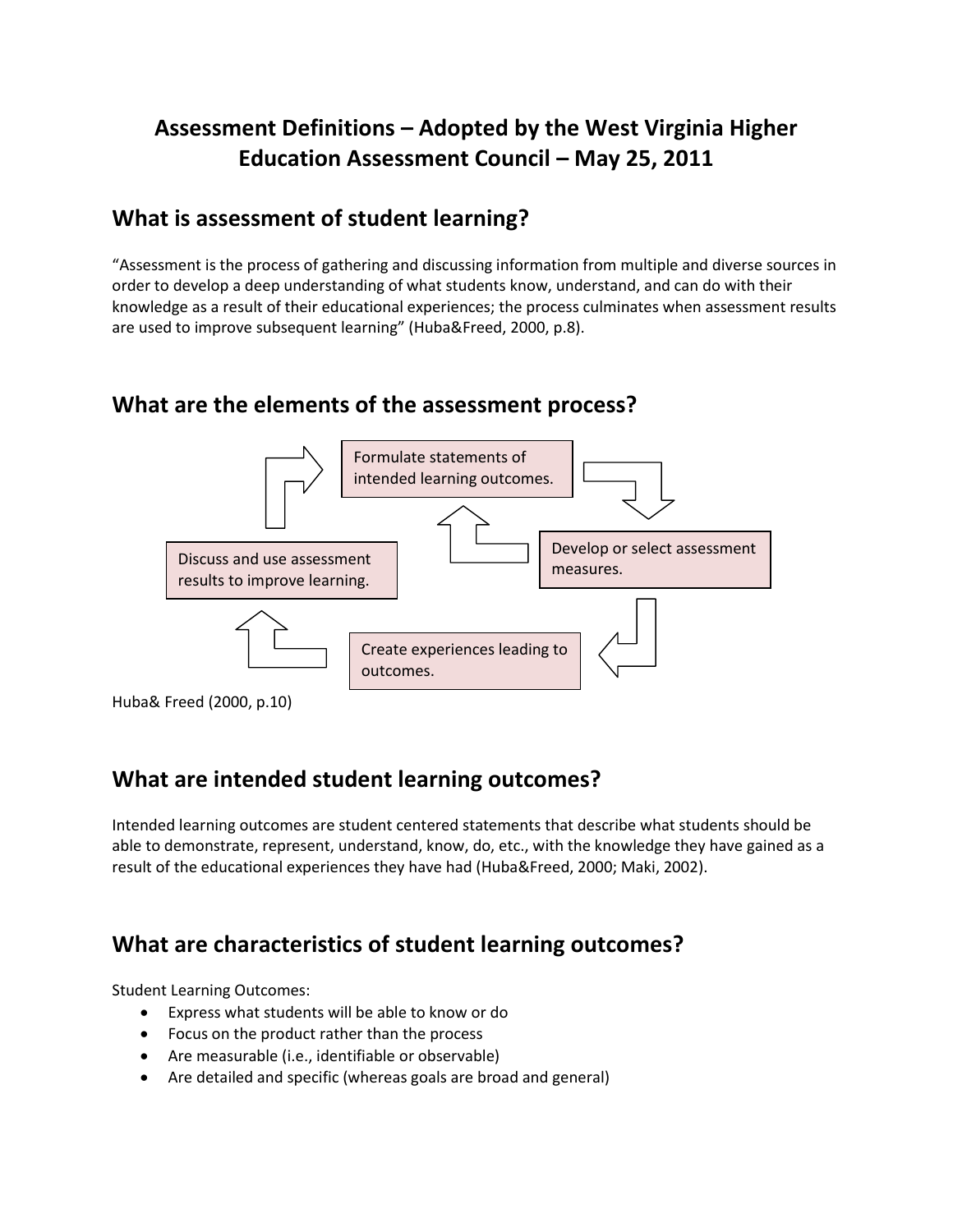# Assessment Definitions – Adopted by the West Virginia Higher Education Assessment Council – May 25, 2011

## What is assessment of student learning?

"Assessment is the process of gathering and discussing information from multiple and diverse sources in order to develop a deep understanding of what students know, understand, and can do with their knowledge as a result of their educational experiences; the process culminates when assessment results are used to improve subsequent learning" (Huba&Freed, 2000, p.8).

## What are the elements of the assessment process?

Formulate statements of intended learning outcomes.

Develop or select assessment measures.

Create experiences leading to outcomes.

Discuss and use assessment results to improve learning.

Huba& Freed (2000, p.10)

## What are intended student learning outcomes?

Intended learning outcomes are student centered statements that describe what students should be able to demonstrate, represent, understand, know, do, etc., with the knowledge they have gained as a result of the educational experiences they have had (Huba&Freed, 2000; Maki, 2002).

## What are characteristics of student learning outcomes?

Student Learning Outcomes:

- Express what students will be able to know or do
- Focus on the product rather than the process
- Are measurable (i.e., identifiable or observable)
- Are detailed and specific (whereas goals are broad and general)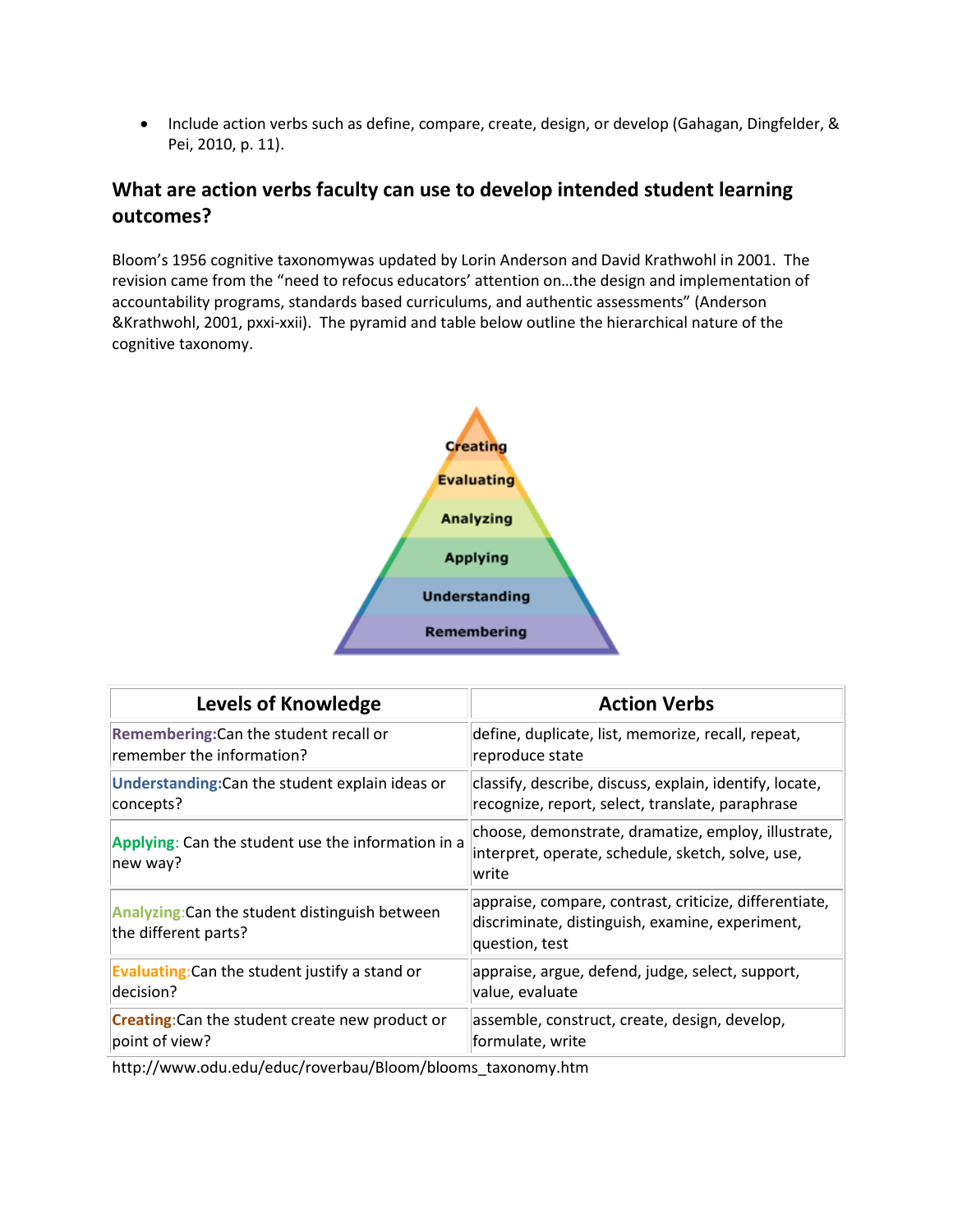- Include action verbs such as define, compare, create, design, or develop (Gahagan, Dingfelder, & Pei, 2010, p. 11).

## What are action verbs faculty can use to develop intended student learning outcomes?

Bloom's 1956 cognitive taxonomywas updated by Lorin Anderson and David Krathwohl in 2001. The revision came from the "need to refocus educators' attention on…the design and implementation of accountability programs, standards based curriculums, and authentic assessments" (Anderson &Krathwohl, 2001, pxxi-xxii). The pyramid and table below outline the hierarchical nature of the cognitive taxonomy.

Creating
Evaluating
Analyzing
Applying
Understanding
Remembering

| Levels of Knowledge | Action Verbs |
|---|---|
| **Remembering:**Can the student recall or remember the information? | define, duplicate, list, memorize, recall, repeat, reproduce state |
| **Understanding:**Can the student explain ideas or concepts? | classify, describe, discuss, explain, identify, locate, recognize, report, select, translate, paraphrase |
| **Applying**: Can the student use the information in a new way? | choose, demonstrate, dramatize, employ, illustrate, interpret, operate, schedule, sketch, solve, use, write |
| **Analyzing**:Can the student distinguish between the different parts? | appraise, compare, contrast, criticize, differentiate, discriminate, distinguish, examine, experiment, question, test |
| **Evaluating**:Can the student justify a stand or decision? | appraise, argue, defend, judge, select, support, value, evaluate |
| **Creating**:Can the student create new product or point of view? | assemble, construct, create, design, develop, formulate, write |

http://www.odu.edu/educ/roverbau/Bloom/blooms_taxonomy.htm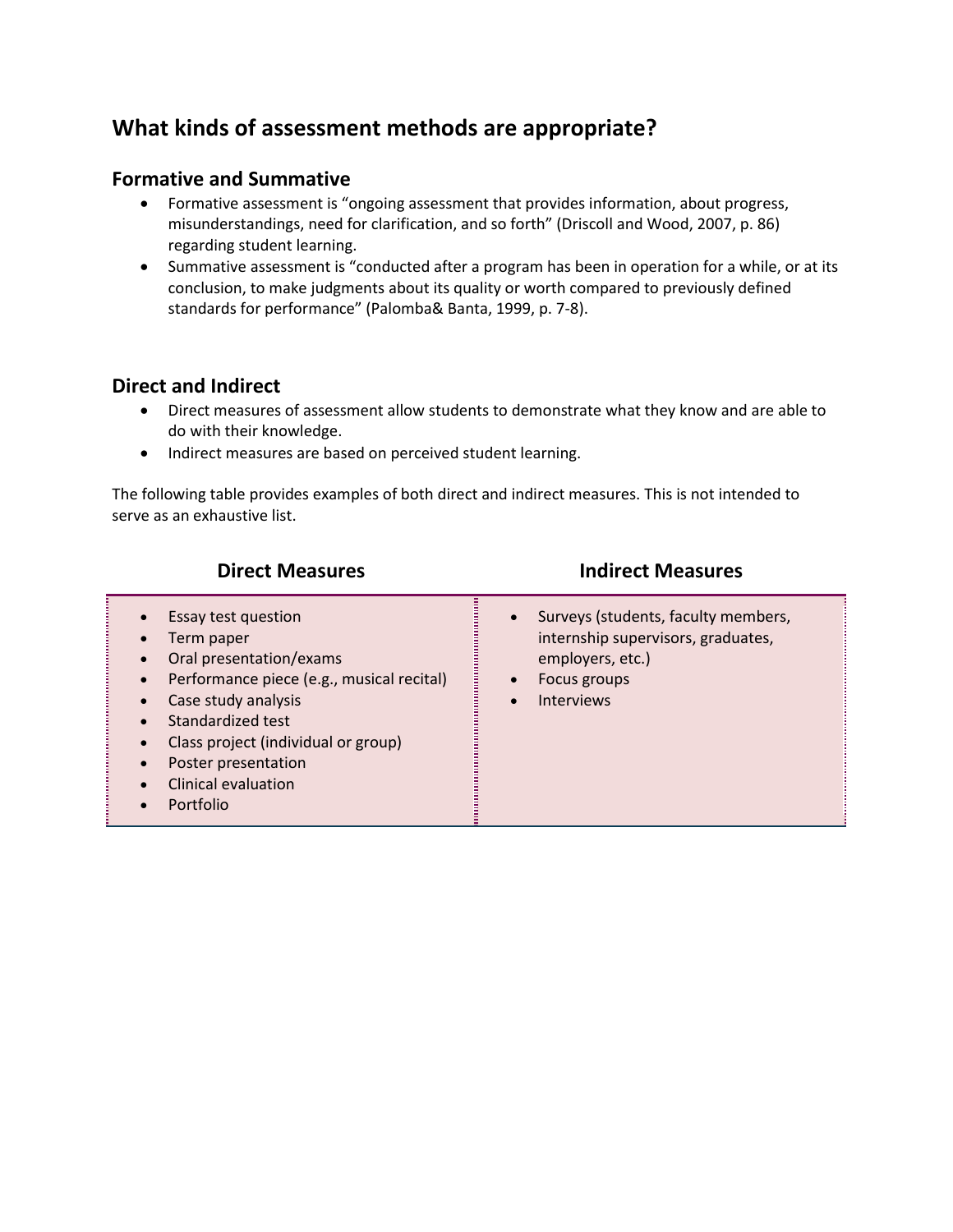## What kinds of assessment methods are appropriate?

### Formative and Summative

- Formative assessment is "ongoing assessment that provides information, about progress, misunderstandings, need for clarification, and so forth" (Driscoll and Wood, 2007, p. 86) regarding student learning.
- Summative assessment is "conducted after a program has been in operation for a while, or at its conclusion, to make judgments about its quality or worth compared to previously defined standards for performance" (Palomba& Banta, 1999, p. 7-8).

### Direct and Indirect

- Direct measures of assessment allow students to demonstrate what they know and are able to do with their knowledge.
- Indirect measures are based on perceived student learning.

The following table provides examples of both direct and indirect measures. This is not intended to serve as an exhaustive list.

| Direct Measures | Indirect Measures |
|---|---|
| • Essay test question<br>• Term paper<br>• Oral presentation/exams<br>• Performance piece (e.g., musical recital)<br>• Case study analysis<br>• Standardized test<br>• Class project (individual or group)<br>• Poster presentation<br>• Clinical evaluation<br>• Portfolio | • Surveys (students, faculty members, internship supervisors, graduates, employers, etc.)<br>• Focus groups<br>• Interviews |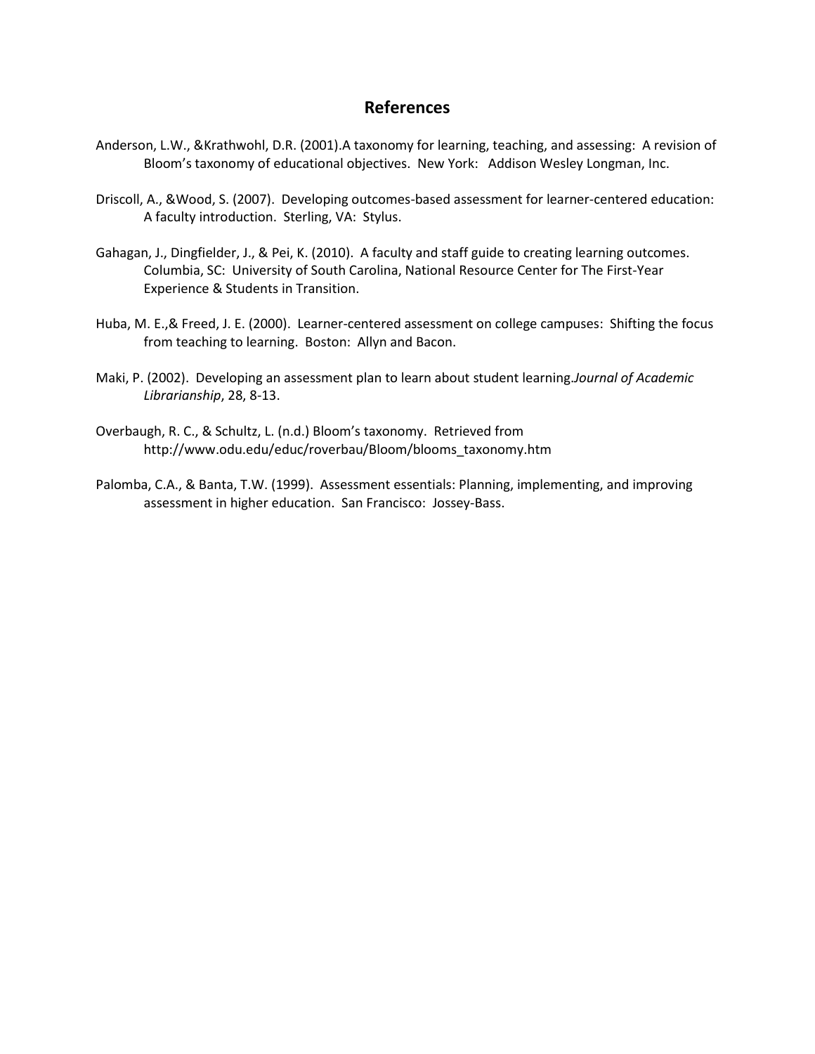## References

Anderson, L.W., &Krathwohl, D.R. (2001).A taxonomy for learning, teaching, and assessing: A revision of Bloom's taxonomy of educational objectives. New York: Addison Wesley Longman, Inc.

Driscoll, A., &Wood, S. (2007). Developing outcomes-based assessment for learner-centered education: A faculty introduction. Sterling, VA: Stylus.

Gahagan, J., Dingfielder, J., & Pei, K. (2010). A faculty and staff guide to creating learning outcomes. Columbia, SC: University of South Carolina, National Resource Center for The First-Year Experience & Students in Transition.

Huba, M. E.,& Freed, J. E. (2000). Learner-centered assessment on college campuses: Shifting the focus from teaching to learning. Boston: Allyn and Bacon.

Maki, P. (2002). Developing an assessment plan to learn about student learning.*Journal of Academic Librarianship*, 28, 8-13.

Overbaugh, R. C., & Schultz, L. (n.d.) Bloom's taxonomy. Retrieved from http://www.odu.edu/educ/roverbau/Bloom/blooms_taxonomy.htm

Palomba, C.A., & Banta, T.W. (1999). Assessment essentials: Planning, implementing, and improving assessment in higher education. San Francisco: Jossey-Bass.